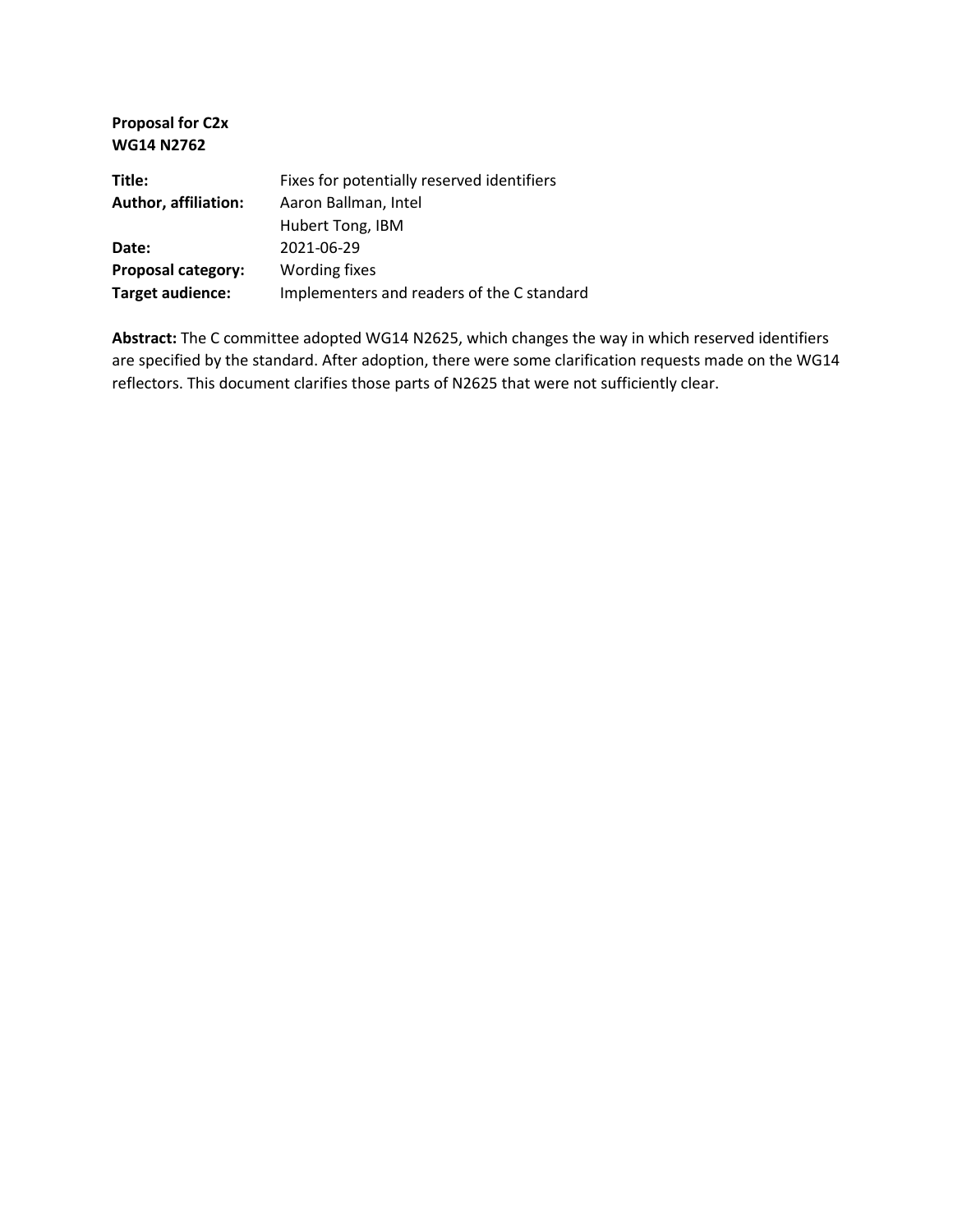**Proposal for C2x**
**WG14 N2762**

| | |
|---|---|
| **Title:** | Fixes for potentially reserved identifiers |
| **Author, affiliation:** | Aaron Ballman, Intel<br>Hubert Tong, IBM |
| **Date:** | 2021-06-29 |
| **Proposal category:** | Wording fixes |
| **Target audience:** | Implementers and readers of the C standard |

**Abstract:** The C committee adopted WG14 N2625, which changes the way in which reserved identifiers are specified by the standard. After adoption, there were some clarification requests made on the WG14 reflectors. This document clarifies those parts of N2625 that were not sufficiently clear.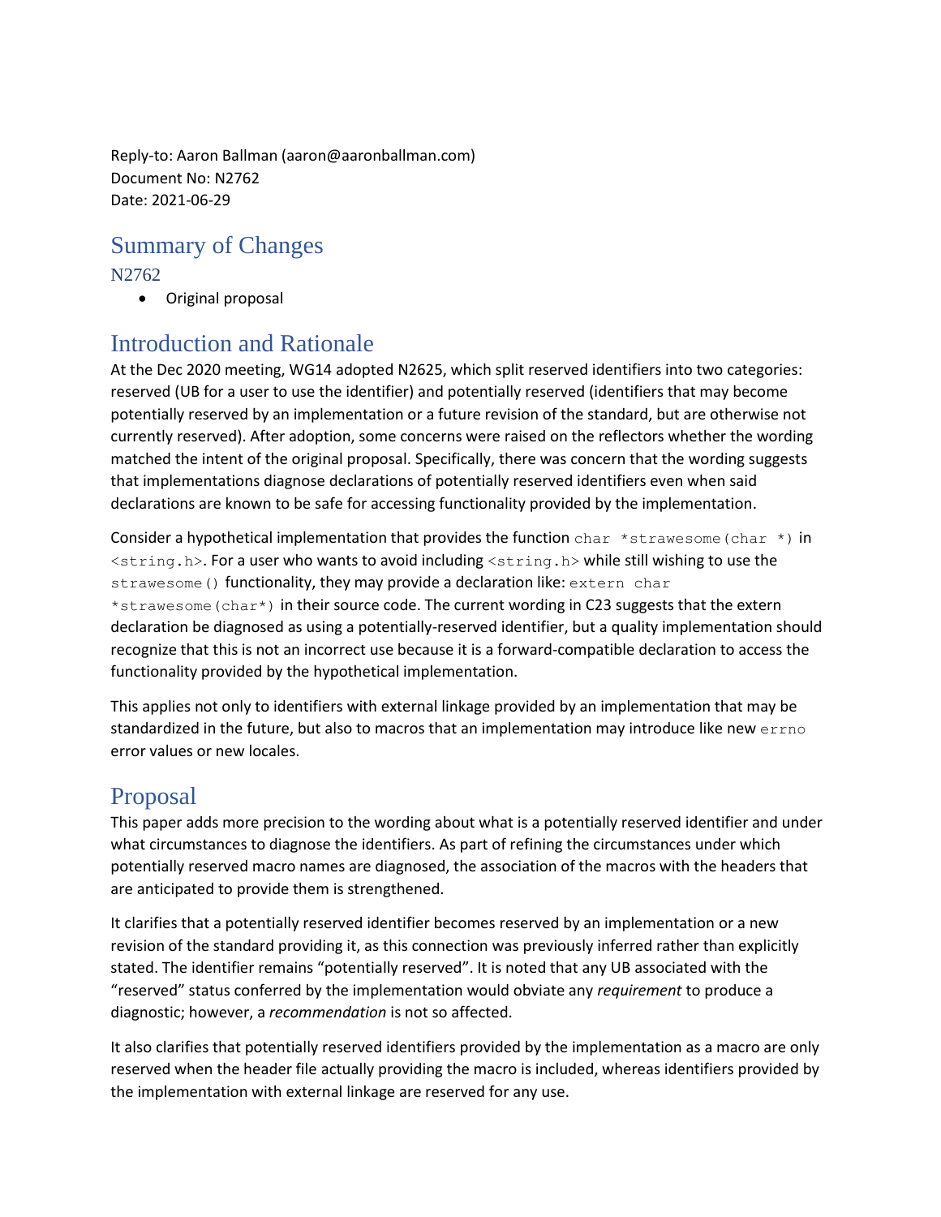Reply-to: Aaron Ballman (aaron@aaronballman.com)
Document No: N2762
Date: 2021-06-29

## Summary of Changes

### N2762

- Original proposal

## Introduction and Rationale

At the Dec 2020 meeting, WG14 adopted N2625, which split reserved identifiers into two categories: reserved (UB for a user to use the identifier) and potentially reserved (identifiers that may become potentially reserved by an implementation or a future revision of the standard, but are otherwise not currently reserved). After adoption, some concerns were raised on the reflectors whether the wording matched the intent of the original proposal. Specifically, there was concern that the wording suggests that implementations diagnose declarations of potentially reserved identifiers even when said declarations are known to be safe for accessing functionality provided by the implementation.

Consider a hypothetical implementation that provides the function `char *strawesome(char *)` in `<string.h>`. For a user who wants to avoid including `<string.h>` while still wishing to use the `strawesome()` functionality, they may provide a declaration like: `extern char *strawesome(char*)` in their source code. The current wording in C23 suggests that the extern declaration be diagnosed as using a potentially-reserved identifier, but a quality implementation should recognize that this is not an incorrect use because it is a forward-compatible declaration to access the functionality provided by the hypothetical implementation.

This applies not only to identifiers with external linkage provided by an implementation that may be standardized in the future, but also to macros that an implementation may introduce like new `errno` error values or new locales.

## Proposal

This paper adds more precision to the wording about what is a potentially reserved identifier and under what circumstances to diagnose the identifiers. As part of refining the circumstances under which potentially reserved macro names are diagnosed, the association of the macros with the headers that are anticipated to provide them is strengthened.

It clarifies that a potentially reserved identifier becomes reserved by an implementation or a new revision of the standard providing it, as this connection was previously inferred rather than explicitly stated. The identifier remains "potentially reserved". It is noted that any UB associated with the "reserved" status conferred by the implementation would obviate any *requirement* to produce a diagnostic; however, a *recommendation* is not so affected.

It also clarifies that potentially reserved identifiers provided by the implementation as a macro are only reserved when the header file actually providing the macro is included, whereas identifiers provided by the implementation with external linkage are reserved for any use.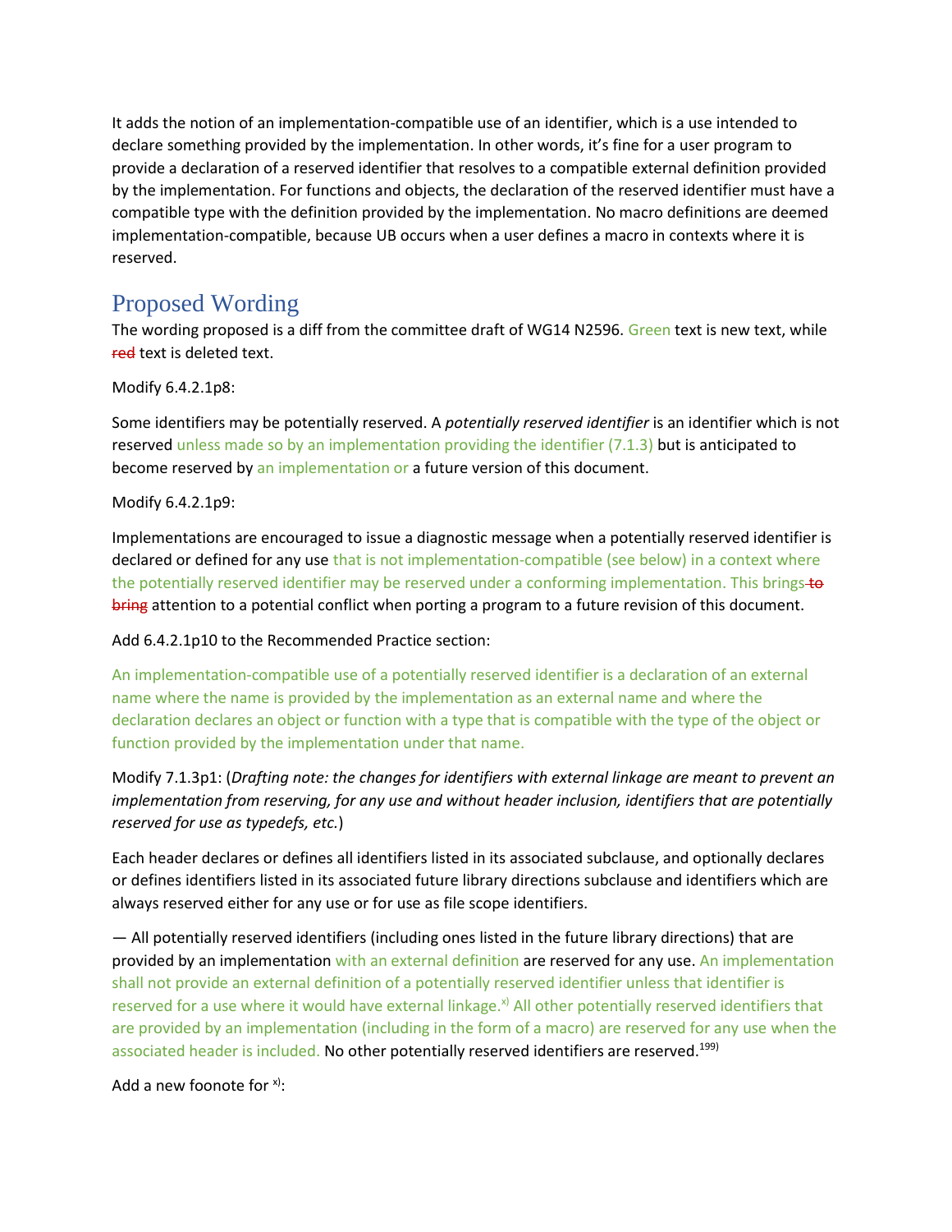It adds the notion of an implementation-compatible use of an identifier, which is a use intended to declare something provided by the implementation. In other words, it's fine for a user program to provide a declaration of a reserved identifier that resolves to a compatible external definition provided by the implementation. For functions and objects, the declaration of the reserved identifier must have a compatible type with the definition provided by the implementation. No macro definitions are deemed implementation-compatible, because UB occurs when a user defines a macro in contexts where it is reserved.

## Proposed Wording

The wording proposed is a diff from the committee draft of WG14 N2596. Green text is new text, while ~~red~~ text is deleted text.

Modify 6.4.2.1p8:

Some identifiers may be potentially reserved. A *potentially reserved identifier* is an identifier which is not reserved unless made so by an implementation providing the identifier (7.1.3) but is anticipated to become reserved by an implementation or a future version of this document.

Modify 6.4.2.1p9:

Implementations are encouraged to issue a diagnostic message when a potentially reserved identifier is declared or defined for any use that is not implementation-compatible (see below) in a context where the potentially reserved identifier may be reserved under a conforming implementation. This brings ~~to bring~~ attention to a potential conflict when porting a program to a future revision of this document.

Add 6.4.2.1p10 to the Recommended Practice section:

An implementation-compatible use of a potentially reserved identifier is a declaration of an external name where the name is provided by the implementation as an external name and where the declaration declares an object or function with a type that is compatible with the type of the object or function provided by the implementation under that name.

Modify 7.1.3p1: (*Drafting note: the changes for identifiers with external linkage are meant to prevent an implementation from reserving, for any use and without header inclusion, identifiers that are potentially reserved for use as typedefs, etc.*)

Each header declares or defines all identifiers listed in its associated subclause, and optionally declares or defines identifiers listed in its associated future library directions subclause and identifiers which are always reserved either for any use or for use as file scope identifiers.

— All potentially reserved identifiers (including ones listed in the future library directions) that are provided by an implementation with an external definition are reserved for any use. An implementation shall not provide an external definition of a potentially reserved identifier unless that identifier is reserved for a use where it would have external linkage.[x)] All other potentially reserved identifiers that are provided by an implementation (including in the form of a macro) are reserved for any use when the associated header is included. No other potentially reserved identifiers are reserved.[199)]

Add a new foonote for [x)]: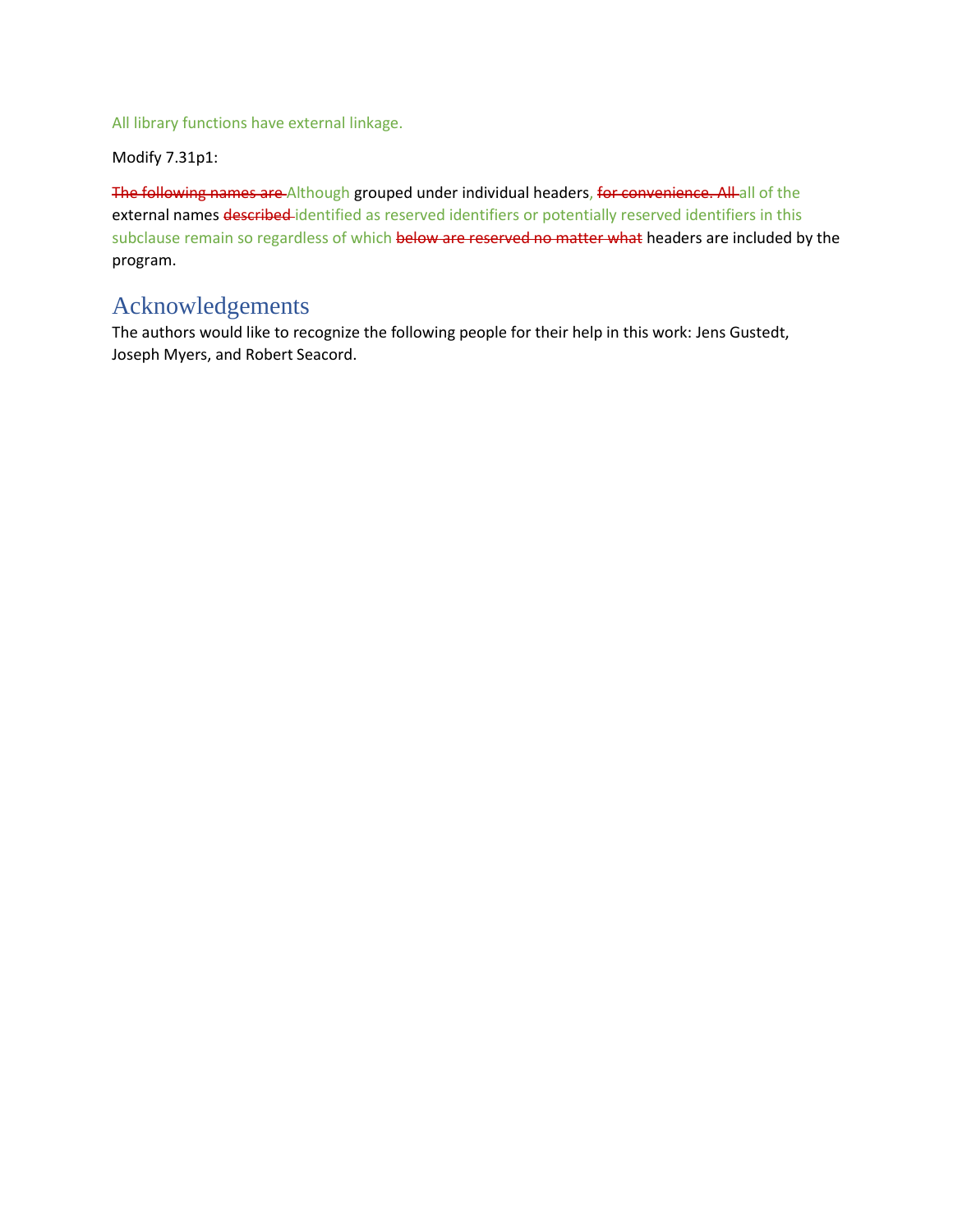All library functions have external linkage.

Modify 7.31p1:

~~The following names are~~ Although grouped under individual headers, ~~for convenience. All~~ all of the external names ~~described~~ identified as reserved identifiers or potentially reserved identifiers in this subclause remain so regardless of which ~~below are reserved no matter what~~ headers are included by the program.

## Acknowledgements

The authors would like to recognize the following people for their help in this work: Jens Gustedt, Joseph Myers, and Robert Seacord.